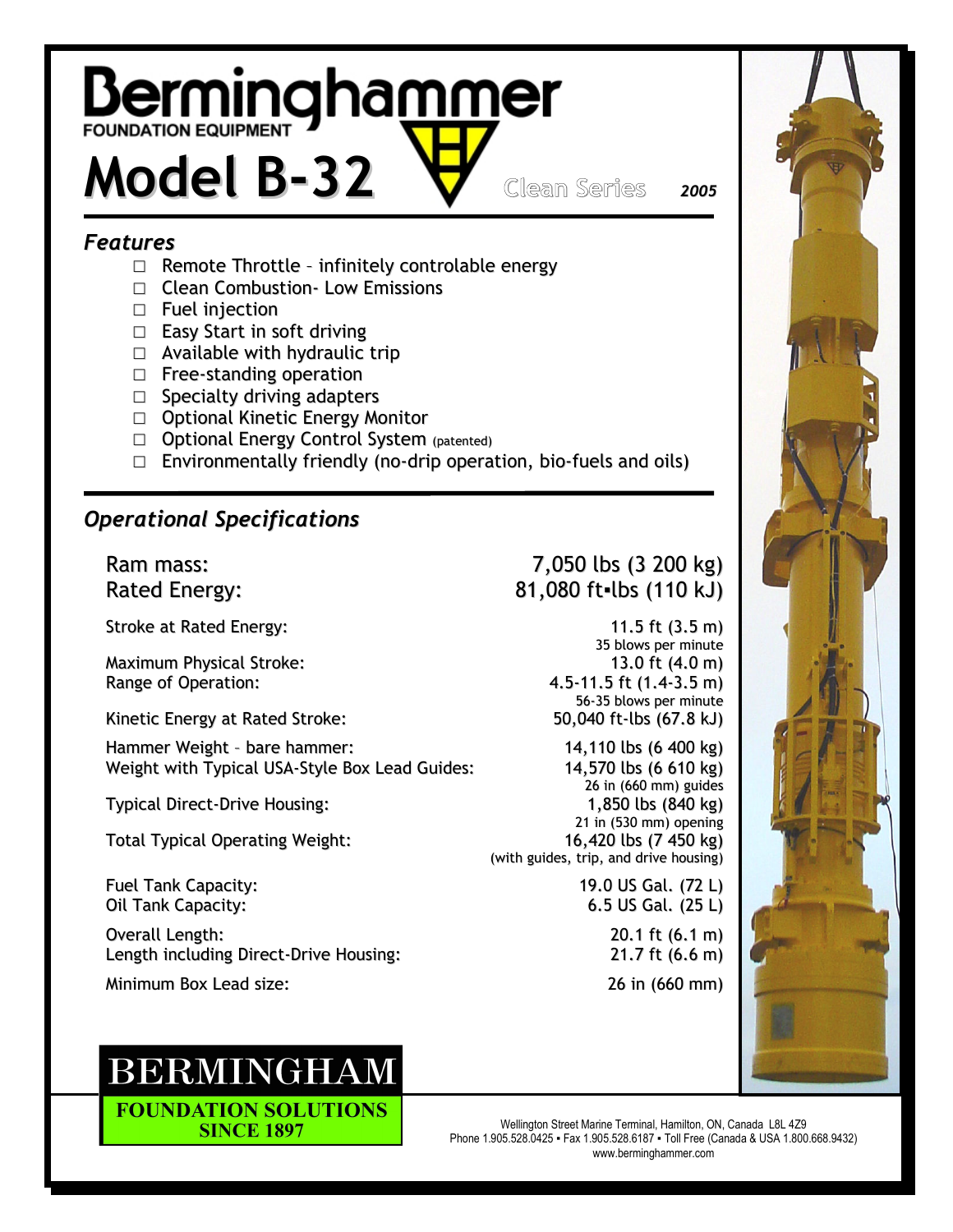# Berminghammer

FOUNDATION EQUIPMENT

# Model B-32

Clean Series *2005*

## *Features*

- Remote Throttle – infinitely controlable energy
- Clean Combustion- Low Emissions
- Fuel injection
- Easy Start in soft driving
- Available with hydraulic trip
- Free-standing operation
- Specialty driving adapters
- Optional Kinetic Energy Monitor
- Optional Energy Control System (patented)
- Environmentally friendly (no-drip operation, bio-fuels and oils)

## *Operational Specifications*

| | |
|---|---|
| Ram mass: | 7,050 lbs (3 200 kg) |
| Rated Energy: | 81,080 ft▪lbs (110 kJ) |
| Stroke at Rated Energy: | 11.5 ft (3.5 m)<br>35 blows per minute |
| Maximum Physical Stroke: | 13.0 ft (4.0 m) |
| Range of Operation: | 4.5-11.5 ft (1.4-3.5 m)<br>56-35 blows per minute |
| Kinetic Energy at Rated Stroke: | 50,040 ft-lbs (67.8 kJ) |
| Hammer Weight – bare hammer: | 14,110 lbs (6 400 kg) |
| Weight with Typical USA-Style Box Lead Guides: | 14,570 lbs (6 610 kg)<br>26 in (660 mm) guides |
| Typical Direct-Drive Housing: | 1,850 lbs (840 kg)<br>21 in (530 mm) opening |
| Total Typical Operating Weight: | 16,420 lbs (7 450 kg)<br>(with guides, trip, and drive housing) |
| Fuel Tank Capacity: | 19.0 US Gal. (72 L) |
| Oil Tank Capacity: | 6.5 US Gal. (25 L) |
| Overall Length: | 20.1 ft (6.1 m) |
| Length including Direct-Drive Housing: | 21.7 ft (6.6 m) |
| Minimum Box Lead size: | 26 in (660 mm) |

**BERMINGHAM**

**FOUNDATION SOLUTIONS SINCE 1897**

Wellington Street Marine Terminal, Hamilton, ON, Canada L8L 4Z9
Phone 1.905.528.0425 ▪ Fax 1.905.528.6187 ▪ Toll Free (Canada & USA 1.800.668.9432)
www.berminghammer.com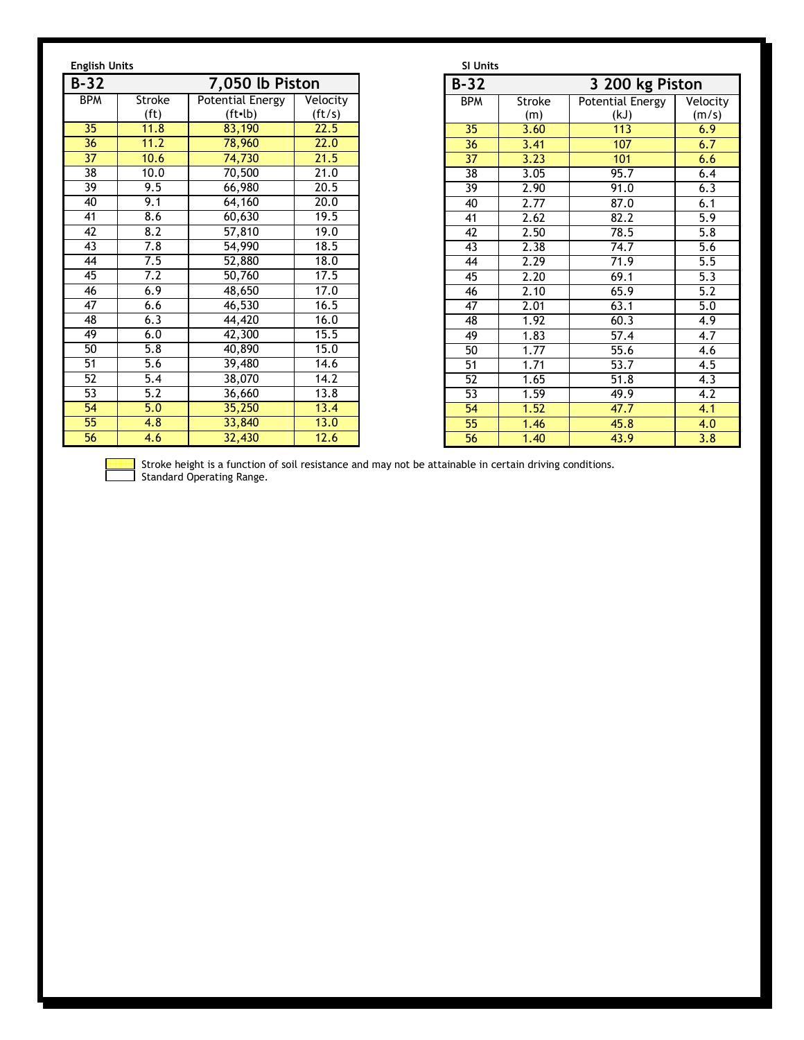**English Units**

| B-32 | 7,050 lb Piston | | |
|---|---|---|---|
| BPM | Stroke (ft) | Potential Energy (ft•lb) | Velocity (ft/s) |
| 35 | 11.8 | 83,190 | 22.5 |
| 36 | 11.2 | 78,960 | 22.0 |
| 37 | 10.6 | 74,730 | 21.5 |
| 38 | 10.0 | 70,500 | 21.0 |
| 39 | 9.5 | 66,980 | 20.5 |
| 40 | 9.1 | 64,160 | 20.0 |
| 41 | 8.6 | 60,630 | 19.5 |
| 42 | 8.2 | 57,810 | 19.0 |
| 43 | 7.8 | 54,990 | 18.5 |
| 44 | 7.5 | 52,880 | 18.0 |
| 45 | 7.2 | 50,760 | 17.5 |
| 46 | 6.9 | 48,650 | 17.0 |
| 47 | 6.6 | 46,530 | 16.5 |
| 48 | 6.3 | 44,420 | 16.0 |
| 49 | 6.0 | 42,300 | 15.5 |
| 50 | 5.8 | 40,890 | 15.0 |
| 51 | 5.6 | 39,480 | 14.6 |
| 52 | 5.4 | 38,070 | 14.2 |
| 53 | 5.2 | 36,660 | 13.8 |
| 54 | 5.0 | 35,250 | 13.4 |
| 55 | 4.8 | 33,840 | 13.0 |
| 56 | 4.6 | 32,430 | 12.6 |

**SI Units**

| B-32 | 3 200 kg Piston | | |
|---|---|---|---|
| BPM | Stroke (m) | Potential Energy (kJ) | Velocity (m/s) |
| 35 | 3.60 | 113 | 6.9 |
| 36 | 3.41 | 107 | 6.7 |
| 37 | 3.23 | 101 | 6.6 |
| 38 | 3.05 | 95.7 | 6.4 |
| 39 | 2.90 | 91.0 | 6.3 |
| 40 | 2.77 | 87.0 | 6.1 |
| 41 | 2.62 | 82.2 | 5.9 |
| 42 | 2.50 | 78.5 | 5.8 |
| 43 | 2.38 | 74.7 | 5.6 |
| 44 | 2.29 | 71.9 | 5.5 |
| 45 | 2.20 | 69.1 | 5.3 |
| 46 | 2.10 | 65.9 | 5.2 |
| 47 | 2.01 | 63.1 | 5.0 |
| 48 | 1.92 | 60.3 | 4.9 |
| 49 | 1.83 | 57.4 | 4.7 |
| 50 | 1.77 | 55.6 | 4.6 |
| 51 | 1.71 | 53.7 | 4.5 |
| 52 | 1.65 | 51.8 | 4.3 |
| 53 | 1.59 | 49.9 | 4.2 |
| 54 | 1.52 | 47.7 | 4.1 |
| 55 | 1.46 | 45.8 | 4.0 |
| 56 | 1.40 | 43.9 | 3.8 |

(Yellow) Stroke height is a function of soil resistance and may not be attainable in certain driving conditions.

(White) Standard Operating Range.